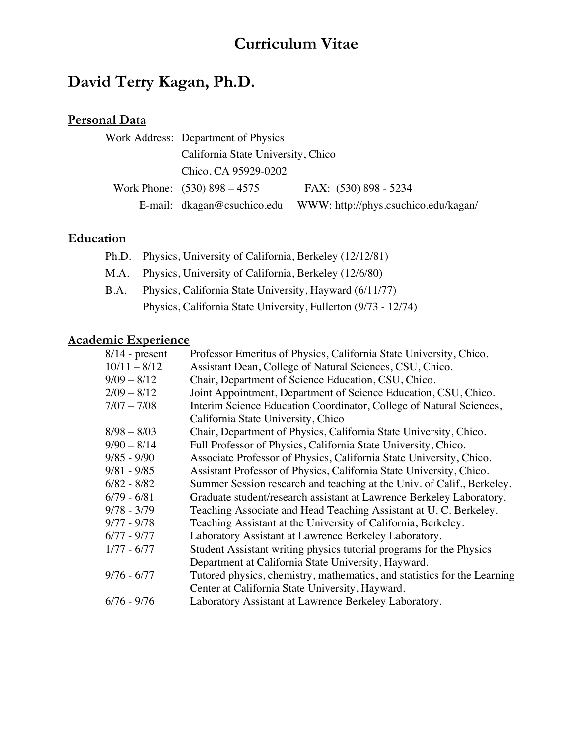# Curriculum Vitae

## David Terry Kagan, Ph.D.

### Personal Data

Work Address: Department of Physics
California State University, Chico
Chico, CA 95929-0202
Work Phone: (530) 898 – 4575 FAX: (530) 898 - 5234
E-mail: dkagan@csuchico.edu WWW: http://phys.csuchico.edu/kagan/

### Education

Ph.D. Physics, University of California, Berkeley (12/12/81)
M.A. Physics, University of California, Berkeley (12/6/80)
B.A. Physics, California State University, Hayward (6/11/77)
Physics, California State University, Fullerton (9/73 - 12/74)

### Academic Experience

| | |
|---|---|
| 8/14 - present | Professor Emeritus of Physics, California State University, Chico. |
| 10/11 – 8/12 | Assistant Dean, College of Natural Sciences, CSU, Chico. |
| 9/09 – 8/12 | Chair, Department of Science Education, CSU, Chico. |
| 2/09 – 8/12 | Joint Appointment, Department of Science Education, CSU, Chico. |
| 7/07 – 7/08 | Interim Science Education Coordinator, College of Natural Sciences, California State University, Chico |
| 8/98 – 8/03 | Chair, Department of Physics, California State University, Chico. |
| 9/90 – 8/14 | Full Professor of Physics, California State University, Chico. |
| 9/85 - 9/90 | Associate Professor of Physics, California State University, Chico. |
| 9/81 - 9/85 | Assistant Professor of Physics, California State University, Chico. |
| 6/82 - 8/82 | Summer Session research and teaching at the Univ. of Calif., Berkeley. |
| 6/79 - 6/81 | Graduate student/research assistant at Lawrence Berkeley Laboratory. |
| 9/78 - 3/79 | Teaching Associate and Head Teaching Assistant at U. C. Berkeley. |
| 9/77 - 9/78 | Teaching Assistant at the University of California, Berkeley. |
| 6/77 - 9/77 | Laboratory Assistant at Lawrence Berkeley Laboratory. |
| 1/77 - 6/77 | Student Assistant writing physics tutorial programs for the Physics Department at California State University, Hayward. |
| 9/76 - 6/77 | Tutored physics, chemistry, mathematics, and statistics for the Learning Center at California State University, Hayward. |
| 6/76 - 9/76 | Laboratory Assistant at Lawrence Berkeley Laboratory. |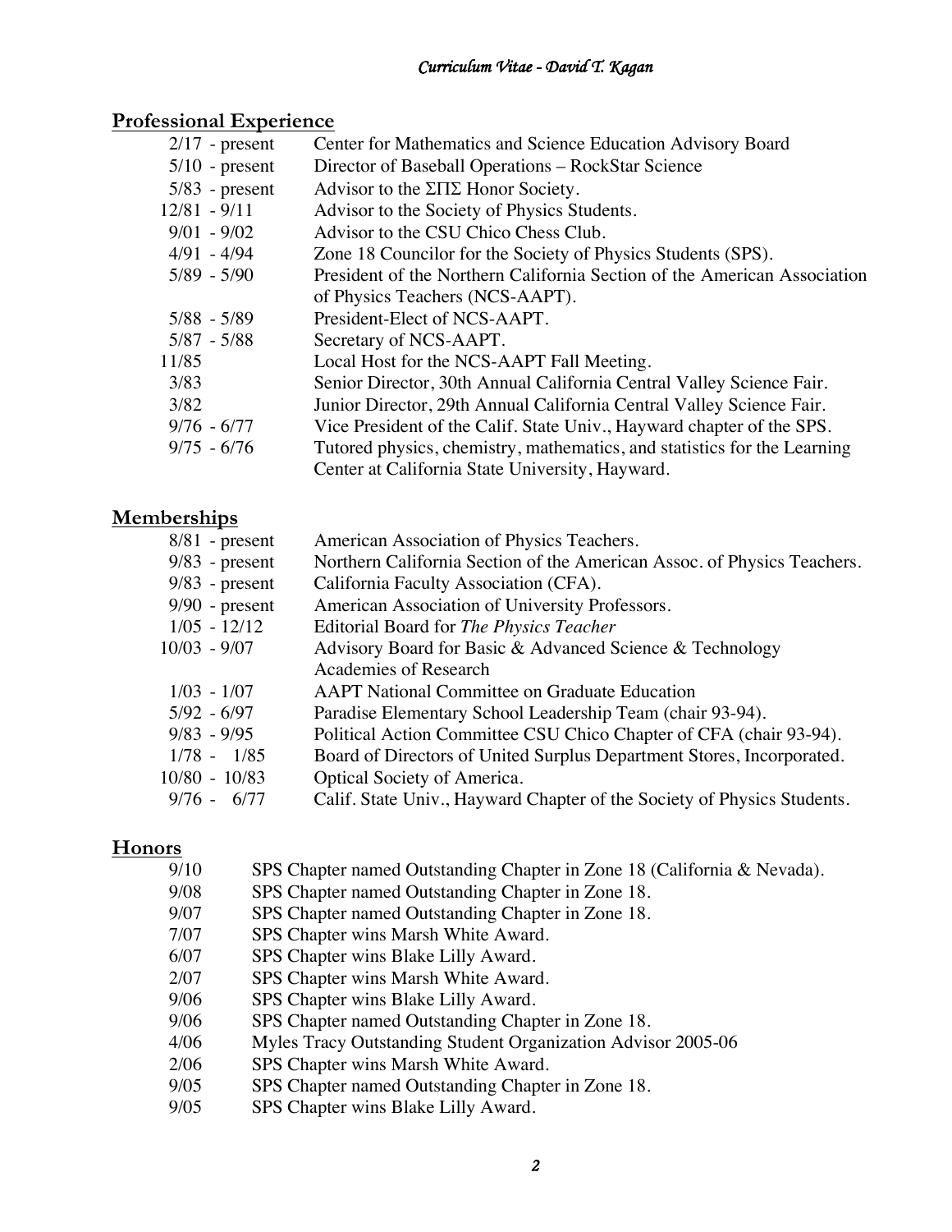## Professional Experience

| | |
|---|---|
| 2/17 - present | Center for Mathematics and Science Education Advisory Board |
| 5/10 - present | Director of Baseball Operations – RockStar Science |
| 5/83 - present | Advisor to the ΣΠΣ Honor Society. |
| 12/81 - 9/11 | Advisor to the Society of Physics Students. |
| 9/01 - 9/02 | Advisor to the CSU Chico Chess Club. |
| 4/91 - 4/94 | Zone 18 Councilor for the Society of Physics Students (SPS). |
| 5/89 - 5/90 | President of the Northern California Section of the American Association of Physics Teachers (NCS-AAPT). |
| 5/88 - 5/89 | President-Elect of NCS-AAPT. |
| 5/87 - 5/88 | Secretary of NCS-AAPT. |
| 11/85 | Local Host for the NCS-AAPT Fall Meeting. |
| 3/83 | Senior Director, 30th Annual California Central Valley Science Fair. |
| 3/82 | Junior Director, 29th Annual California Central Valley Science Fair. |
| 9/76 - 6/77 | Vice President of the Calif. State Univ., Hayward chapter of the SPS. |
| 9/75 - 6/76 | Tutored physics, chemistry, mathematics, and statistics for the Learning Center at California State University, Hayward. |

## Memberships

| | |
|---|---|
| 8/81 - present | American Association of Physics Teachers. |
| 9/83 - present | Northern California Section of the American Assoc. of Physics Teachers. |
| 9/83 - present | California Faculty Association (CFA). |
| 9/90 - present | American Association of University Professors. |
| 1/05 - 12/12 | Editorial Board for *The Physics Teacher* |
| 10/03 - 9/07 | Advisory Board for Basic & Advanced Science & Technology Academies of Research |
| 1/03 - 1/07 | AAPT National Committee on Graduate Education |
| 5/92 - 6/97 | Paradise Elementary School Leadership Team (chair 93-94). |
| 9/83 - 9/95 | Political Action Committee CSU Chico Chapter of CFA (chair 93-94). |
| 1/78 - 1/85 | Board of Directors of United Surplus Department Stores, Incorporated. |
| 10/80 - 10/83 | Optical Society of America. |
| 9/76 - 6/77 | Calif. State Univ., Hayward Chapter of the Society of Physics Students. |

## Honors

| | |
|---|---|
| 9/10 | SPS Chapter named Outstanding Chapter in Zone 18 (California & Nevada). |
| 9/08 | SPS Chapter named Outstanding Chapter in Zone 18. |
| 9/07 | SPS Chapter named Outstanding Chapter in Zone 18. |
| 7/07 | SPS Chapter wins Marsh White Award. |
| 6/07 | SPS Chapter wins Blake Lilly Award. |
| 2/07 | SPS Chapter wins Marsh White Award. |
| 9/06 | SPS Chapter wins Blake Lilly Award. |
| 9/06 | SPS Chapter named Outstanding Chapter in Zone 18. |
| 4/06 | Myles Tracy Outstanding Student Organization Advisor 2005-06 |
| 2/06 | SPS Chapter wins Marsh White Award. |
| 9/05 | SPS Chapter named Outstanding Chapter in Zone 18. |
| 9/05 | SPS Chapter wins Blake Lilly Award. |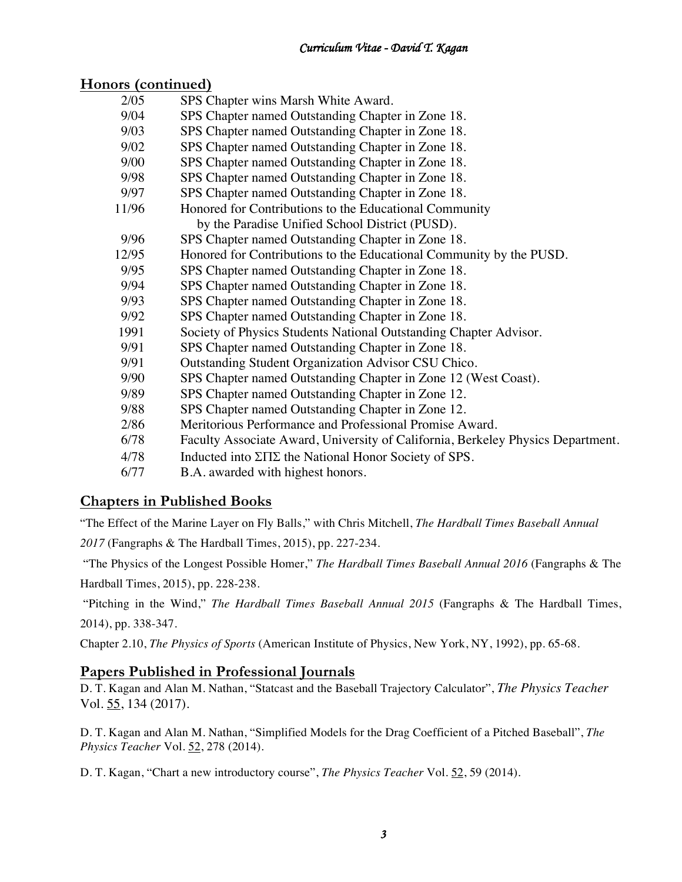## Honors (continued)

| | |
|---|---|
| 2/05 | SPS Chapter wins Marsh White Award. |
| 9/04 | SPS Chapter named Outstanding Chapter in Zone 18. |
| 9/03 | SPS Chapter named Outstanding Chapter in Zone 18. |
| 9/02 | SPS Chapter named Outstanding Chapter in Zone 18. |
| 9/00 | SPS Chapter named Outstanding Chapter in Zone 18. |
| 9/98 | SPS Chapter named Outstanding Chapter in Zone 18. |
| 9/97 | SPS Chapter named Outstanding Chapter in Zone 18. |
| 11/96 | Honored for Contributions to the Educational Community by the Paradise Unified School District (PUSD). |
| 9/96 | SPS Chapter named Outstanding Chapter in Zone 18. |
| 12/95 | Honored for Contributions to the Educational Community by the PUSD. |
| 9/95 | SPS Chapter named Outstanding Chapter in Zone 18. |
| 9/94 | SPS Chapter named Outstanding Chapter in Zone 18. |
| 9/93 | SPS Chapter named Outstanding Chapter in Zone 18. |
| 9/92 | SPS Chapter named Outstanding Chapter in Zone 18. |
| 1991 | Society of Physics Students National Outstanding Chapter Advisor. |
| 9/91 | SPS Chapter named Outstanding Chapter in Zone 18. |
| 9/91 | Outstanding Student Organization Advisor CSU Chico. |
| 9/90 | SPS Chapter named Outstanding Chapter in Zone 12 (West Coast). |
| 9/89 | SPS Chapter named Outstanding Chapter in Zone 12. |
| 9/88 | SPS Chapter named Outstanding Chapter in Zone 12. |
| 2/86 | Meritorious Performance and Professional Promise Award. |
| 6/78 | Faculty Associate Award, University of California, Berkeley Physics Department. |
| 4/78 | Inducted into ΣΠΣ the National Honor Society of SPS. |
| 6/77 | B.A. awarded with highest honors. |

## Chapters in Published Books

"The Effect of the Marine Layer on Fly Balls," with Chris Mitchell, *The Hardball Times Baseball Annual 2017* (Fangraphs & The Hardball Times, 2015), pp. 227-234.

"The Physics of the Longest Possible Homer," *The Hardball Times Baseball Annual 2016* (Fangraphs & The Hardball Times, 2015), pp. 228-238.

"Pitching in the Wind," *The Hardball Times Baseball Annual 2015* (Fangraphs & The Hardball Times, 2014), pp. 338-347.

Chapter 2.10, *The Physics of Sports* (American Institute of Physics, New York, NY, 1992), pp. 65-68.

## Papers Published in Professional Journals

D. T. Kagan and Alan M. Nathan, "Statcast and the Baseball Trajectory Calculator", *The Physics Teacher* Vol. 55, 134 (2017).

D. T. Kagan and Alan M. Nathan, "Simplified Models for the Drag Coefficient of a Pitched Baseball", *The Physics Teacher* Vol. 52, 278 (2014).

D. T. Kagan, "Chart a new introductory course", *The Physics Teacher* Vol. 52, 59 (2014).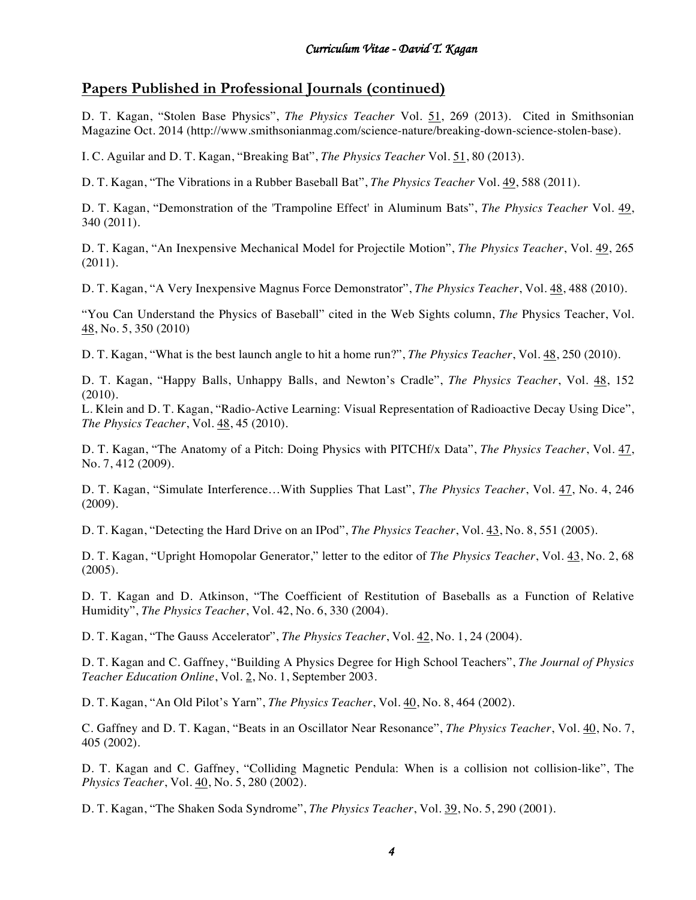## Papers Published in Professional Journals (continued)

D. T. Kagan, "Stolen Base Physics", *The Physics Teacher* Vol. 51, 269 (2013). Cited in Smithsonian Magazine Oct. 2014 (http://www.smithsonianmag.com/science-nature/breaking-down-science-stolen-base).

I. C. Aguilar and D. T. Kagan, "Breaking Bat", *The Physics Teacher* Vol. 51, 80 (2013).

D. T. Kagan, "The Vibrations in a Rubber Baseball Bat", *The Physics Teacher* Vol. 49, 588 (2011).

D. T. Kagan, "Demonstration of the 'Trampoline Effect' in Aluminum Bats", *The Physics Teacher* Vol. 49, 340 (2011).

D. T. Kagan, "An Inexpensive Mechanical Model for Projectile Motion", *The Physics Teacher*, Vol. 49, 265 (2011).

D. T. Kagan, "A Very Inexpensive Magnus Force Demonstrator", *The Physics Teacher*, Vol. 48, 488 (2010).

"You Can Understand the Physics of Baseball" cited in the Web Sights column, *The* Physics Teacher, Vol. 48, No. 5, 350 (2010)

D. T. Kagan, "What is the best launch angle to hit a home run?", *The Physics Teacher*, Vol. 48, 250 (2010).

D. T. Kagan, "Happy Balls, Unhappy Balls, and Newton's Cradle", *The Physics Teacher*, Vol. 48, 152 (2010).

L. Klein and D. T. Kagan, "Radio-Active Learning: Visual Representation of Radioactive Decay Using Dice", *The Physics Teacher*, Vol. 48, 45 (2010).

D. T. Kagan, "The Anatomy of a Pitch: Doing Physics with PITCHf/x Data", *The Physics Teacher*, Vol. 47, No. 7, 412 (2009).

D. T. Kagan, "Simulate Interference…With Supplies That Last", *The Physics Teacher*, Vol. 47, No. 4, 246 (2009).

D. T. Kagan, "Detecting the Hard Drive on an IPod", *The Physics Teacher*, Vol. 43, No. 8, 551 (2005).

D. T. Kagan, "Upright Homopolar Generator," letter to the editor of *The Physics Teacher*, Vol. 43, No. 2, 68 (2005).

D. T. Kagan and D. Atkinson, "The Coefficient of Restitution of Baseballs as a Function of Relative Humidity", *The Physics Teacher*, Vol. 42, No. 6, 330 (2004).

D. T. Kagan, "The Gauss Accelerator", *The Physics Teacher*, Vol. 42, No. 1, 24 (2004).

D. T. Kagan and C. Gaffney, "Building A Physics Degree for High School Teachers", *The Journal of Physics Teacher Education Online*, Vol. 2, No. 1, September 2003.

D. T. Kagan, "An Old Pilot's Yarn", *The Physics Teacher*, Vol. 40, No. 8, 464 (2002).

C. Gaffney and D. T. Kagan, "Beats in an Oscillator Near Resonance", *The Physics Teacher*, Vol. 40, No. 7, 405 (2002).

D. T. Kagan and C. Gaffney, "Colliding Magnetic Pendula: When is a collision not collision-like", The *Physics Teacher*, Vol. 40, No. 5, 280 (2002).

D. T. Kagan, "The Shaken Soda Syndrome", *The Physics Teacher*, Vol. 39, No. 5, 290 (2001).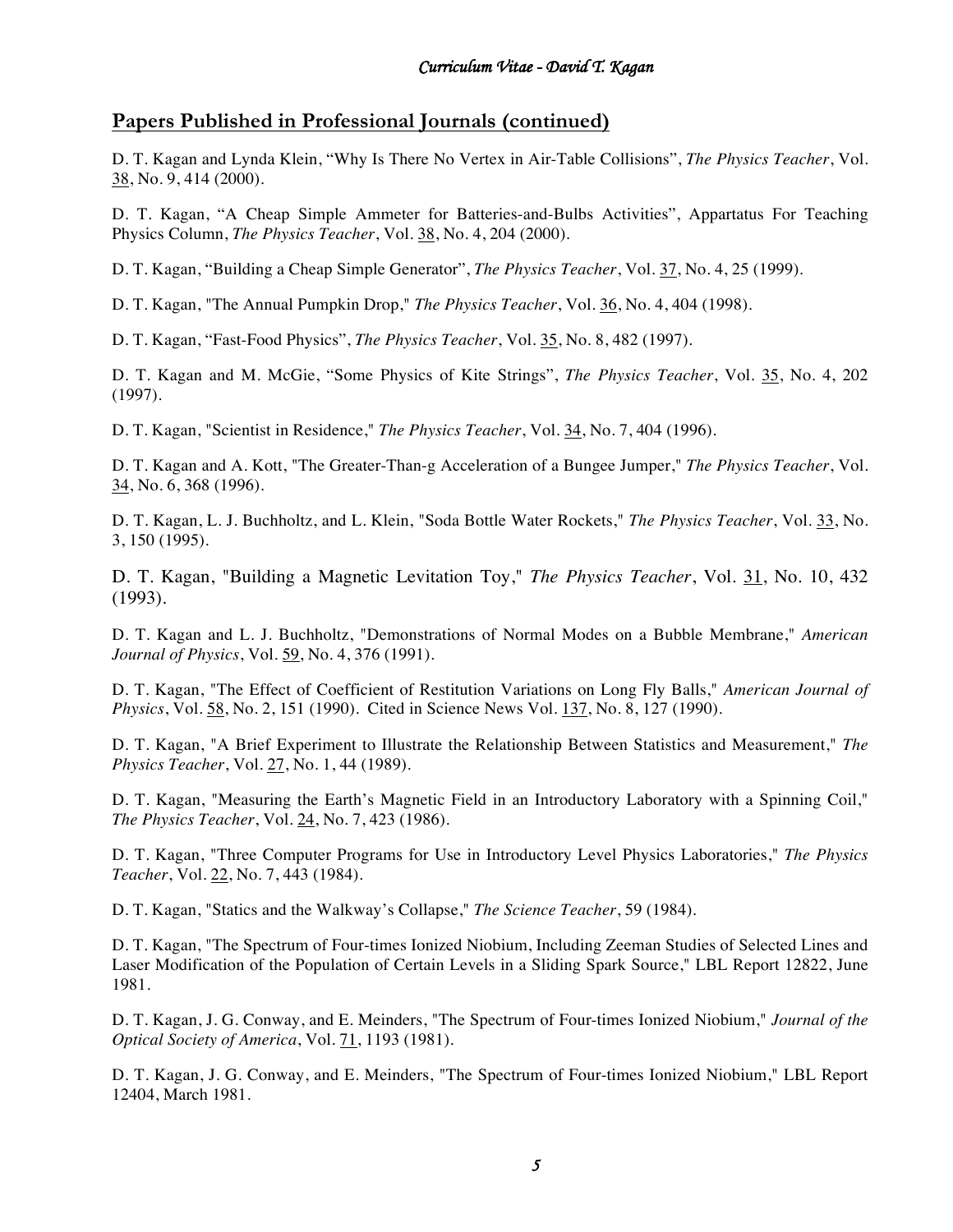## **Papers Published in Professional Journals (continued)**

D. T. Kagan and Lynda Klein, "Why Is There No Vertex in Air-Table Collisions", *The Physics Teacher*, Vol. 38, No. 9, 414 (2000).

D. T. Kagan, "A Cheap Simple Ammeter for Batteries-and-Bulbs Activities", Appartatus For Teaching Physics Column, *The Physics Teacher*, Vol. 38, No. 4, 204 (2000).

D. T. Kagan, "Building a Cheap Simple Generator", *The Physics Teacher*, Vol. 37, No. 4, 25 (1999).

D. T. Kagan, "The Annual Pumpkin Drop," *The Physics Teacher*, Vol. 36, No. 4, 404 (1998).

D. T. Kagan, "Fast-Food Physics", *The Physics Teacher*, Vol. 35, No. 8, 482 (1997).

D. T. Kagan and M. McGie, "Some Physics of Kite Strings", *The Physics Teacher*, Vol. 35, No. 4, 202 (1997).

D. T. Kagan, "Scientist in Residence," *The Physics Teacher*, Vol. 34, No. 7, 404 (1996).

D. T. Kagan and A. Kott, "The Greater-Than-g Acceleration of a Bungee Jumper," *The Physics Teacher*, Vol. 34, No. 6, 368 (1996).

D. T. Kagan, L. J. Buchholtz, and L. Klein, "Soda Bottle Water Rockets," *The Physics Teacher*, Vol. 33, No. 3, 150 (1995).

D. T. Kagan, "Building a Magnetic Levitation Toy," *The Physics Teacher*, Vol. 31, No. 10, 432 (1993).

D. T. Kagan and L. J. Buchholtz, "Demonstrations of Normal Modes on a Bubble Membrane," *American Journal of Physics*, Vol. 59, No. 4, 376 (1991).

D. T. Kagan, "The Effect of Coefficient of Restitution Variations on Long Fly Balls," *American Journal of Physics*, Vol. 58, No. 2, 151 (1990). Cited in Science News Vol. 137, No. 8, 127 (1990).

D. T. Kagan, "A Brief Experiment to Illustrate the Relationship Between Statistics and Measurement," *The Physics Teacher*, Vol. 27, No. 1, 44 (1989).

D. T. Kagan, "Measuring the Earth's Magnetic Field in an Introductory Laboratory with a Spinning Coil," *The Physics Teacher*, Vol. 24, No. 7, 423 (1986).

D. T. Kagan, "Three Computer Programs for Use in Introductory Level Physics Laboratories," *The Physics Teacher*, Vol. 22, No. 7, 443 (1984).

D. T. Kagan, "Statics and the Walkway's Collapse," *The Science Teacher*, 59 (1984).

D. T. Kagan, "The Spectrum of Four-times Ionized Niobium, Including Zeeman Studies of Selected Lines and Laser Modification of the Population of Certain Levels in a Sliding Spark Source," LBL Report 12822, June 1981.

D. T. Kagan, J. G. Conway, and E. Meinders, "The Spectrum of Four-times Ionized Niobium," *Journal of the Optical Society of America*, Vol. 71, 1193 (1981).

D. T. Kagan, J. G. Conway, and E. Meinders, "The Spectrum of Four-times Ionized Niobium," LBL Report 12404, March 1981.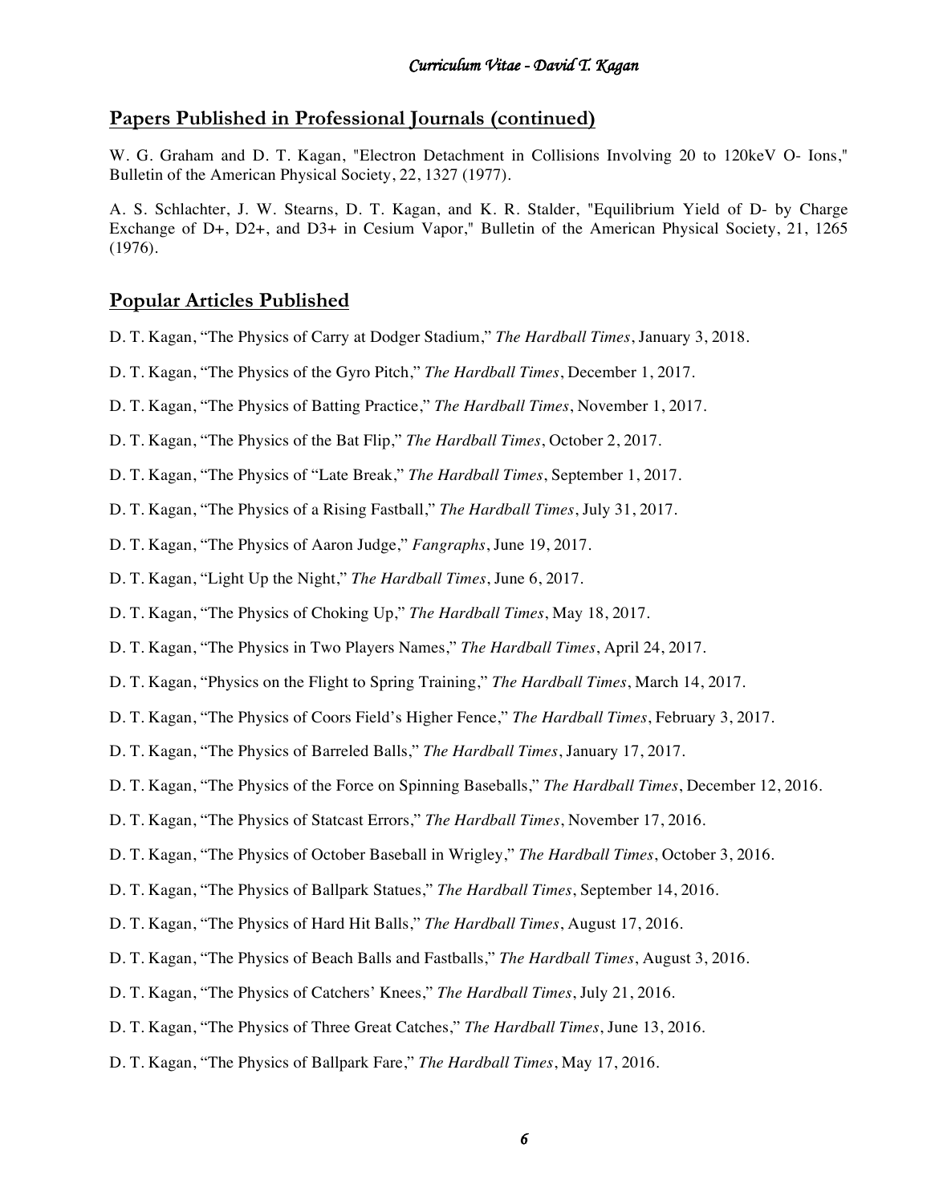## Papers Published in Professional Journals (continued)

W. G. Graham and D. T. Kagan, "Electron Detachment in Collisions Involving 20 to 120keV O- Ions," Bulletin of the American Physical Society, 22, 1327 (1977).

A. S. Schlachter, J. W. Stearns, D. T. Kagan, and K. R. Stalder, "Equilibrium Yield of D- by Charge Exchange of D+, D2+, and D3+ in Cesium Vapor," Bulletin of the American Physical Society, 21, 1265 (1976).

## Popular Articles Published

D. T. Kagan, "The Physics of Carry at Dodger Stadium," *The Hardball Times*, January 3, 2018.

D. T. Kagan, "The Physics of the Gyro Pitch," *The Hardball Times*, December 1, 2017.

D. T. Kagan, "The Physics of Batting Practice," *The Hardball Times*, November 1, 2017.

D. T. Kagan, "The Physics of the Bat Flip," *The Hardball Times*, October 2, 2017.

D. T. Kagan, "The Physics of "Late Break," *The Hardball Times*, September 1, 2017.

D. T. Kagan, "The Physics of a Rising Fastball," *The Hardball Times*, July 31, 2017.

D. T. Kagan, "The Physics of Aaron Judge," *Fangraphs*, June 19, 2017.

D. T. Kagan, "Light Up the Night," *The Hardball Times*, June 6, 2017.

D. T. Kagan, "The Physics of Choking Up," *The Hardball Times*, May 18, 2017.

D. T. Kagan, "The Physics in Two Players Names," *The Hardball Times*, April 24, 2017.

D. T. Kagan, "Physics on the Flight to Spring Training," *The Hardball Times*, March 14, 2017.

D. T. Kagan, "The Physics of Coors Field's Higher Fence," *The Hardball Times*, February 3, 2017.

D. T. Kagan, "The Physics of Barreled Balls," *The Hardball Times*, January 17, 2017.

D. T. Kagan, "The Physics of the Force on Spinning Baseballs," *The Hardball Times*, December 12, 2016.

D. T. Kagan, "The Physics of Statcast Errors," *The Hardball Times*, November 17, 2016.

D. T. Kagan, "The Physics of October Baseball in Wrigley," *The Hardball Times*, October 3, 2016.

D. T. Kagan, "The Physics of Ballpark Statues," *The Hardball Times*, September 14, 2016.

D. T. Kagan, "The Physics of Hard Hit Balls," *The Hardball Times*, August 17, 2016.

D. T. Kagan, "The Physics of Beach Balls and Fastballs," *The Hardball Times*, August 3, 2016.

D. T. Kagan, "The Physics of Catchers' Knees," *The Hardball Times*, July 21, 2016.

D. T. Kagan, "The Physics of Three Great Catches," *The Hardball Times*, June 13, 2016.

D. T. Kagan, "The Physics of Ballpark Fare," *The Hardball Times*, May 17, 2016.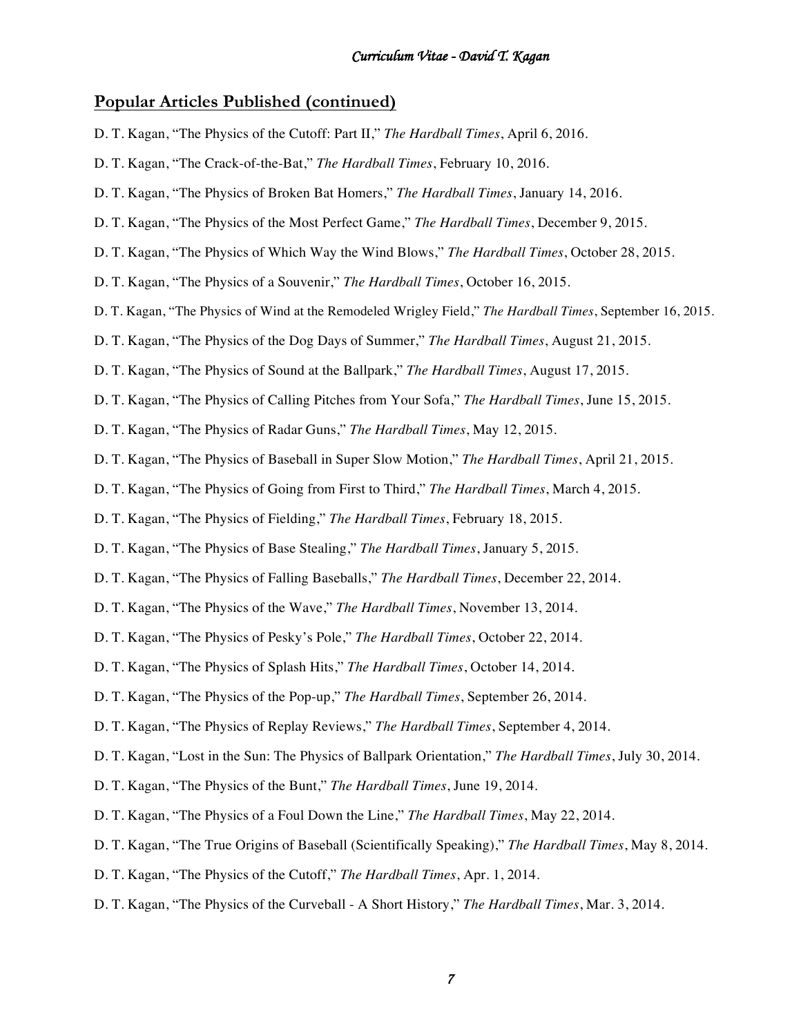## Popular Articles Published (continued)

D. T. Kagan, "The Physics of the Cutoff: Part II," *The Hardball Times*, April 6, 2016.

D. T. Kagan, "The Crack-of-the-Bat," *The Hardball Times*, February 10, 2016.

D. T. Kagan, "The Physics of Broken Bat Homers," *The Hardball Times*, January 14, 2016.

D. T. Kagan, "The Physics of the Most Perfect Game," *The Hardball Times*, December 9, 2015.

D. T. Kagan, "The Physics of Which Way the Wind Blows," *The Hardball Times*, October 28, 2015.

D. T. Kagan, "The Physics of a Souvenir," *The Hardball Times*, October 16, 2015.

D. T. Kagan, "The Physics of Wind at the Remodeled Wrigley Field," *The Hardball Times*, September 16, 2015.

D. T. Kagan, "The Physics of the Dog Days of Summer," *The Hardball Times*, August 21, 2015.

D. T. Kagan, "The Physics of Sound at the Ballpark," *The Hardball Times*, August 17, 2015.

D. T. Kagan, "The Physics of Calling Pitches from Your Sofa," *The Hardball Times*, June 15, 2015.

D. T. Kagan, "The Physics of Radar Guns," *The Hardball Times*, May 12, 2015.

D. T. Kagan, "The Physics of Baseball in Super Slow Motion," *The Hardball Times*, April 21, 2015.

D. T. Kagan, "The Physics of Going from First to Third," *The Hardball Times*, March 4, 2015.

D. T. Kagan, "The Physics of Fielding," *The Hardball Times*, February 18, 2015.

D. T. Kagan, "The Physics of Base Stealing," *The Hardball Times*, January 5, 2015.

D. T. Kagan, "The Physics of Falling Baseballs," *The Hardball Times*, December 22, 2014.

D. T. Kagan, "The Physics of the Wave," *The Hardball Times*, November 13, 2014.

D. T. Kagan, "The Physics of Pesky's Pole," *The Hardball Times*, October 22, 2014.

D. T. Kagan, "The Physics of Splash Hits," *The Hardball Times*, October 14, 2014.

D. T. Kagan, "The Physics of the Pop-up," *The Hardball Times*, September 26, 2014.

D. T. Kagan, "The Physics of Replay Reviews," *The Hardball Times*, September 4, 2014.

D. T. Kagan, "Lost in the Sun: The Physics of Ballpark Orientation," *The Hardball Times*, July 30, 2014.

D. T. Kagan, "The Physics of the Bunt," *The Hardball Times*, June 19, 2014.

D. T. Kagan, "The Physics of a Foul Down the Line," *The Hardball Times*, May 22, 2014.

D. T. Kagan, "The True Origins of Baseball (Scientifically Speaking)," *The Hardball Times*, May 8, 2014.

D. T. Kagan, "The Physics of the Cutoff," *The Hardball Times*, Apr. 1, 2014.

D. T. Kagan, "The Physics of the Curveball - A Short History," *The Hardball Times*, Mar. 3, 2014.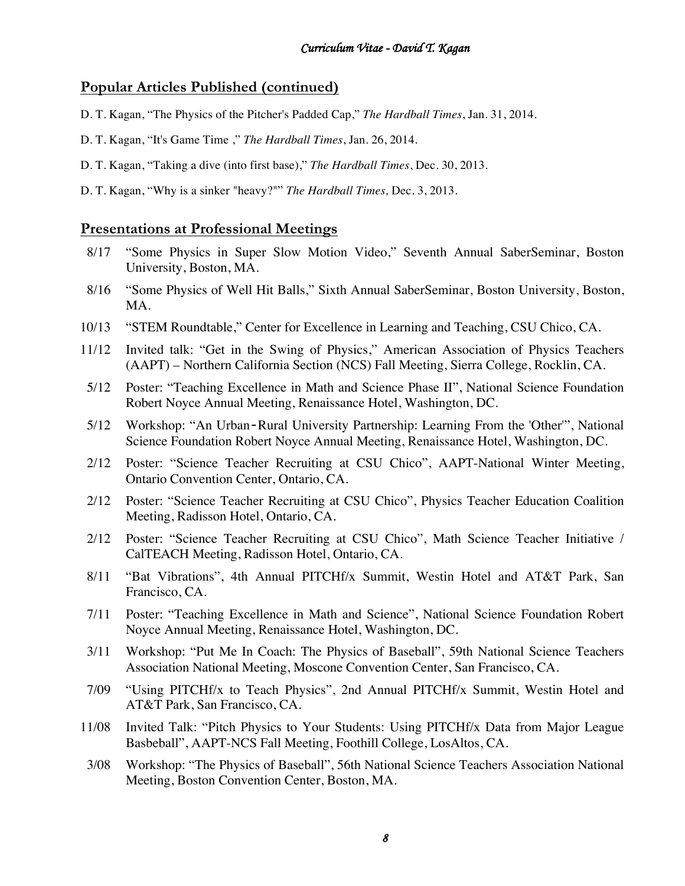## Popular Articles Published (continued)

D. T. Kagan, “The Physics of the Pitcher's Padded Cap,” *The Hardball Times*, Jan. 31, 2014.

D. T. Kagan, “It's Game Time ,” *The Hardball Times*, Jan. 26, 2014.

D. T. Kagan, “Taking a dive (into first base),” *The Hardball Times*, Dec. 30, 2013.

D. T. Kagan, “Why is a sinker "heavy?"” *The Hardball Times,* Dec. 3, 2013.

## Presentations at Professional Meetings

- 8/17 “Some Physics in Super Slow Motion Video,” Seventh Annual SaberSeminar, Boston University, Boston, MA.
- 8/16 “Some Physics of Well Hit Balls,” Sixth Annual SaberSeminar, Boston University, Boston, MA.
- 10/13 “STEM Roundtable,” Center for Excellence in Learning and Teaching, CSU Chico, CA.
- 11/12 Invited talk: “Get in the Swing of Physics,” American Association of Physics Teachers (AAPT) – Northern California Section (NCS) Fall Meeting, Sierra College, Rocklin, CA.
- 5/12 Poster: “Teaching Excellence in Math and Science Phase II”, National Science Foundation Robert Noyce Annual Meeting, Renaissance Hotel, Washington, DC.
- 5/12 Workshop: “An Urban-Rural University Partnership: Learning From the 'Other'”, National Science Foundation Robert Noyce Annual Meeting, Renaissance Hotel, Washington, DC.
- 2/12 Poster: “Science Teacher Recruiting at CSU Chico”, AAPT-National Winter Meeting, Ontario Convention Center, Ontario, CA.
- 2/12 Poster: “Science Teacher Recruiting at CSU Chico”, Physics Teacher Education Coalition Meeting, Radisson Hotel, Ontario, CA.
- 2/12 Poster: “Science Teacher Recruiting at CSU Chico”, Math Science Teacher Initiative / CalTEACH Meeting, Radisson Hotel, Ontario, CA.
- 8/11 “Bat Vibrations”, 4th Annual PITCHf/x Summit, Westin Hotel and AT&T Park, San Francisco, CA.
- 7/11 Poster: “Teaching Excellence in Math and Science”, National Science Foundation Robert Noyce Annual Meeting, Renaissance Hotel, Washington, DC.
- 3/11 Workshop: “Put Me In Coach: The Physics of Baseball”, 59th National Science Teachers Association National Meeting, Moscone Convention Center, San Francisco, CA.
- 7/09 “Using PITCHf/x to Teach Physics”, 2nd Annual PITCHf/x Summit, Westin Hotel and AT&T Park, San Francisco, CA.
- 11/08 Invited Talk: “Pitch Physics to Your Students: Using PITCHf/x Data from Major League Basbeball”, AAPT-NCS Fall Meeting, Foothill College, LosAltos, CA.
- 3/08 Workshop: “The Physics of Baseball”, 56th National Science Teachers Association National Meeting, Boston Convention Center, Boston, MA.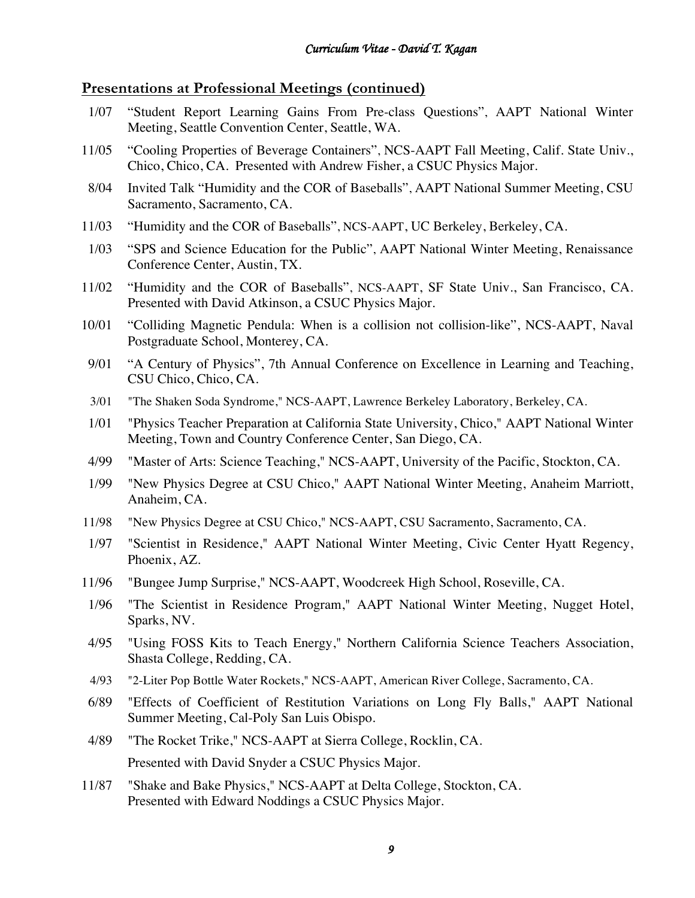## Presentations at Professional Meetings (continued)

- 1/07 "Student Report Learning Gains From Pre-class Questions", AAPT National Winter Meeting, Seattle Convention Center, Seattle, WA.
- 11/05 "Cooling Properties of Beverage Containers", NCS-AAPT Fall Meeting, Calif. State Univ., Chico, Chico, CA. Presented with Andrew Fisher, a CSUC Physics Major.
- 8/04 Invited Talk "Humidity and the COR of Baseballs", AAPT National Summer Meeting, CSU Sacramento, Sacramento, CA.
- 11/03 "Humidity and the COR of Baseballs", NCS-AAPT, UC Berkeley, Berkeley, CA.
- 1/03 "SPS and Science Education for the Public", AAPT National Winter Meeting, Renaissance Conference Center, Austin, TX.
- 11/02 "Humidity and the COR of Baseballs", NCS-AAPT, SF State Univ., San Francisco, CA. Presented with David Atkinson, a CSUC Physics Major.
- 10/01 "Colliding Magnetic Pendula: When is a collision not collision-like", NCS-AAPT, Naval Postgraduate School, Monterey, CA.
- 9/01 "A Century of Physics", 7th Annual Conference on Excellence in Learning and Teaching, CSU Chico, Chico, CA.
- 3/01 "The Shaken Soda Syndrome," NCS-AAPT, Lawrence Berkeley Laboratory, Berkeley, CA.
- 1/01 "Physics Teacher Preparation at California State University, Chico," AAPT National Winter Meeting, Town and Country Conference Center, San Diego, CA.
- 4/99 "Master of Arts: Science Teaching," NCS-AAPT, University of the Pacific, Stockton, CA.
- 1/99 "New Physics Degree at CSU Chico," AAPT National Winter Meeting, Anaheim Marriott, Anaheim, CA.
- 11/98 "New Physics Degree at CSU Chico," NCS-AAPT, CSU Sacramento, Sacramento, CA.
- 1/97 "Scientist in Residence," AAPT National Winter Meeting, Civic Center Hyatt Regency, Phoenix, AZ.
- 11/96 "Bungee Jump Surprise," NCS-AAPT, Woodcreek High School, Roseville, CA.
- 1/96 "The Scientist in Residence Program," AAPT National Winter Meeting, Nugget Hotel, Sparks, NV.
- 4/95 "Using FOSS Kits to Teach Energy," Northern California Science Teachers Association, Shasta College, Redding, CA.
- 4/93 "2-Liter Pop Bottle Water Rockets," NCS-AAPT, American River College, Sacramento, CA.
- 6/89 "Effects of Coefficient of Restitution Variations on Long Fly Balls," AAPT National Summer Meeting, Cal-Poly San Luis Obispo.
- 4/89 "The Rocket Trike," NCS-AAPT at Sierra College, Rocklin, CA.
  Presented with David Snyder a CSUC Physics Major.
- 11/87 "Shake and Bake Physics," NCS-AAPT at Delta College, Stockton, CA.
  Presented with Edward Noddings a CSUC Physics Major.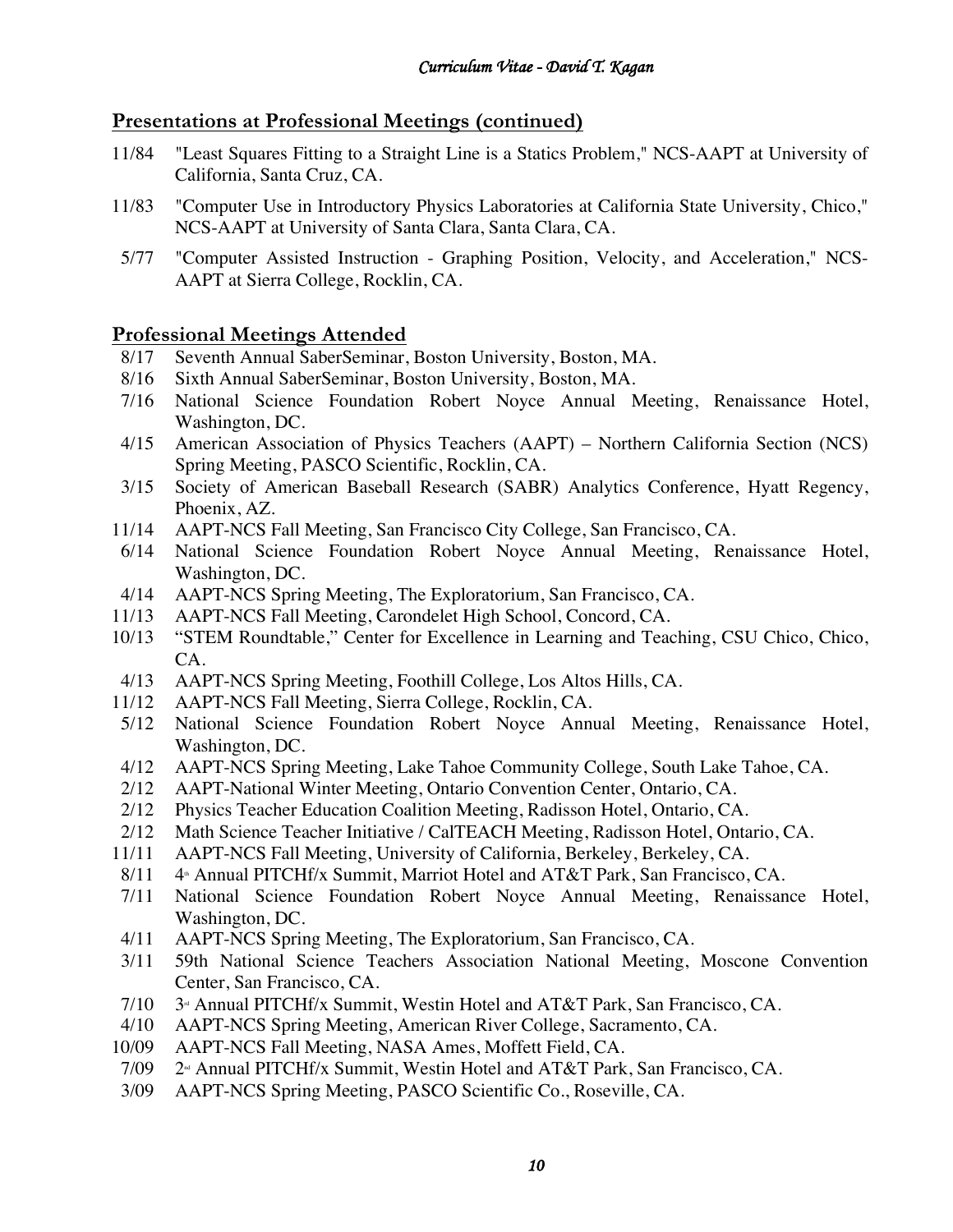## Presentations at Professional Meetings (continued)

11/84 "Least Squares Fitting to a Straight Line is a Statics Problem," NCS-AAPT at University of California, Santa Cruz, CA.

11/83 "Computer Use in Introductory Physics Laboratories at California State University, Chico," NCS-AAPT at University of Santa Clara, Santa Clara, CA.

5/77 "Computer Assisted Instruction - Graphing Position, Velocity, and Acceleration," NCS-AAPT at Sierra College, Rocklin, CA.

## Professional Meetings Attended

8/17 Seventh Annual SaberSeminar, Boston University, Boston, MA.

8/16 Sixth Annual SaberSeminar, Boston University, Boston, MA.

7/16 National Science Foundation Robert Noyce Annual Meeting, Renaissance Hotel, Washington, DC.

4/15 American Association of Physics Teachers (AAPT) – Northern California Section (NCS) Spring Meeting, PASCO Scientific, Rocklin, CA.

3/15 Society of American Baseball Research (SABR) Analytics Conference, Hyatt Regency, Phoenix, AZ.

11/14 AAPT-NCS Fall Meeting, San Francisco City College, San Francisco, CA.

6/14 National Science Foundation Robert Noyce Annual Meeting, Renaissance Hotel, Washington, DC.

4/14 AAPT-NCS Spring Meeting, The Exploratorium, San Francisco, CA.

11/13 AAPT-NCS Fall Meeting, Carondelet High School, Concord, CA.

10/13 "STEM Roundtable," Center for Excellence in Learning and Teaching, CSU Chico, Chico, CA.

4/13 AAPT-NCS Spring Meeting, Foothill College, Los Altos Hills, CA.

11/12 AAPT-NCS Fall Meeting, Sierra College, Rocklin, CA.

5/12 National Science Foundation Robert Noyce Annual Meeting, Renaissance Hotel, Washington, DC.

4/12 AAPT-NCS Spring Meeting, Lake Tahoe Community College, South Lake Tahoe, CA.

2/12 AAPT-National Winter Meeting, Ontario Convention Center, Ontario, CA.

2/12 Physics Teacher Education Coalition Meeting, Radisson Hotel, Ontario, CA.

2/12 Math Science Teacher Initiative / CalTEACH Meeting, Radisson Hotel, Ontario, CA.

11/11 AAPT-NCS Fall Meeting, University of California, Berkeley, Berkeley, CA.

8/11 4th Annual PITCHf/x Summit, Marriot Hotel and AT&T Park, San Francisco, CA.

7/11 National Science Foundation Robert Noyce Annual Meeting, Renaissance Hotel, Washington, DC.

4/11 AAPT-NCS Spring Meeting, The Exploratorium, San Francisco, CA.

3/11 59th National Science Teachers Association National Meeting, Moscone Convention Center, San Francisco, CA.

7/10 3rd Annual PITCHf/x Summit, Westin Hotel and AT&T Park, San Francisco, CA.

4/10 AAPT-NCS Spring Meeting, American River College, Sacramento, CA.

10/09 AAPT-NCS Fall Meeting, NASA Ames, Moffett Field, CA.

7/09 2nd Annual PITCHf/x Summit, Westin Hotel and AT&T Park, San Francisco, CA.

3/09 AAPT-NCS Spring Meeting, PASCO Scientific Co., Roseville, CA.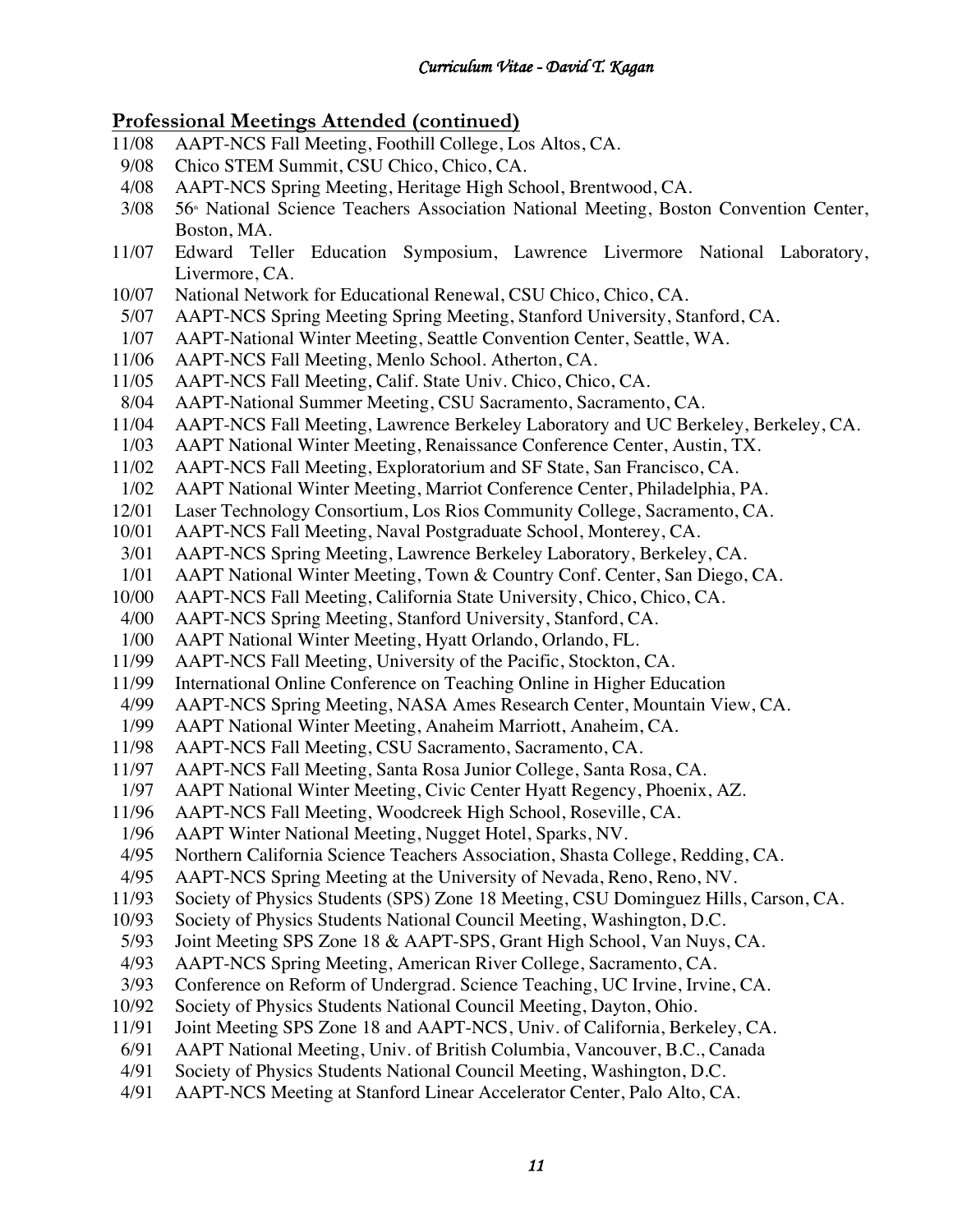## Professional Meetings Attended (continued)

11/08 AAPT-NCS Fall Meeting, Foothill College, Los Altos, CA.
9/08 Chico STEM Summit, CSU Chico, Chico, CA.
4/08 AAPT-NCS Spring Meeting, Heritage High School, Brentwood, CA.
3/08 56th National Science Teachers Association National Meeting, Boston Convention Center, Boston, MA.
11/07 Edward Teller Education Symposium, Lawrence Livermore National Laboratory, Livermore, CA.
10/07 National Network for Educational Renewal, CSU Chico, Chico, CA.
5/07 AAPT-NCS Spring Meeting Spring Meeting, Stanford University, Stanford, CA.
1/07 AAPT-National Winter Meeting, Seattle Convention Center, Seattle, WA.
11/06 AAPT-NCS Fall Meeting, Menlo School. Atherton, CA.
11/05 AAPT-NCS Fall Meeting, Calif. State Univ. Chico, Chico, CA.
8/04 AAPT-National Summer Meeting, CSU Sacramento, Sacramento, CA.
11/04 AAPT-NCS Fall Meeting, Lawrence Berkeley Laboratory and UC Berkeley, Berkeley, CA.
1/03 AAPT National Winter Meeting, Renaissance Conference Center, Austin, TX.
11/02 AAPT-NCS Fall Meeting, Exploratorium and SF State, San Francisco, CA.
1/02 AAPT National Winter Meeting, Marriot Conference Center, Philadelphia, PA.
12/01 Laser Technology Consortium, Los Rios Community College, Sacramento, CA.
10/01 AAPT-NCS Fall Meeting, Naval Postgraduate School, Monterey, CA.
3/01 AAPT-NCS Spring Meeting, Lawrence Berkeley Laboratory, Berkeley, CA.
1/01 AAPT National Winter Meeting, Town & Country Conf. Center, San Diego, CA.
10/00 AAPT-NCS Fall Meeting, California State University, Chico, Chico, CA.
4/00 AAPT-NCS Spring Meeting, Stanford University, Stanford, CA.
1/00 AAPT National Winter Meeting, Hyatt Orlando, Orlando, FL.
11/99 AAPT-NCS Fall Meeting, University of the Pacific, Stockton, CA.
11/99 International Online Conference on Teaching Online in Higher Education
4/99 AAPT-NCS Spring Meeting, NASA Ames Research Center, Mountain View, CA.
1/99 AAPT National Winter Meeting, Anaheim Marriott, Anaheim, CA.
11/98 AAPT-NCS Fall Meeting, CSU Sacramento, Sacramento, CA.
11/97 AAPT-NCS Fall Meeting, Santa Rosa Junior College, Santa Rosa, CA.
1/97 AAPT National Winter Meeting, Civic Center Hyatt Regency, Phoenix, AZ.
11/96 AAPT-NCS Fall Meeting, Woodcreek High School, Roseville, CA.
1/96 AAPT Winter National Meeting, Nugget Hotel, Sparks, NV.
4/95 Northern California Science Teachers Association, Shasta College, Redding, CA.
4/95 AAPT-NCS Spring Meeting at the University of Nevada, Reno, Reno, NV.
11/93 Society of Physics Students (SPS) Zone 18 Meeting, CSU Dominguez Hills, Carson, CA.
10/93 Society of Physics Students National Council Meeting, Washington, D.C.
5/93 Joint Meeting SPS Zone 18 & AAPT-SPS, Grant High School, Van Nuys, CA.
4/93 AAPT-NCS Spring Meeting, American River College, Sacramento, CA.
3/93 Conference on Reform of Undergrad. Science Teaching, UC Irvine, Irvine, CA.
10/92 Society of Physics Students National Council Meeting, Dayton, Ohio.
11/91 Joint Meeting SPS Zone 18 and AAPT-NCS, Univ. of California, Berkeley, CA.
6/91 AAPT National Meeting, Univ. of British Columbia, Vancouver, B.C., Canada
4/91 Society of Physics Students National Council Meeting, Washington, D.C.
4/91 AAPT-NCS Meeting at Stanford Linear Accelerator Center, Palo Alto, CA.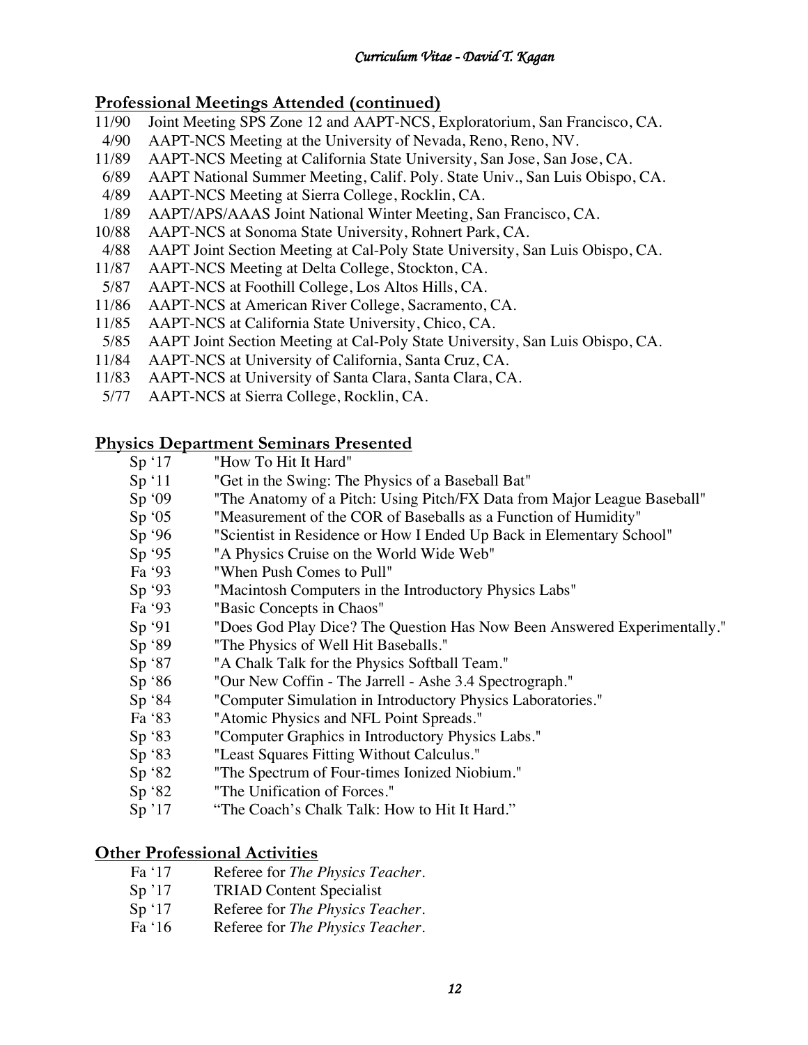## Professional Meetings Attended (continued)

- 11/90 Joint Meeting SPS Zone 12 and AAPT-NCS, Exploratorium, San Francisco, CA.
- 4/90 AAPT-NCS Meeting at the University of Nevada, Reno, Reno, NV.
- 11/89 AAPT-NCS Meeting at California State University, San Jose, San Jose, CA.
- 6/89 AAPT National Summer Meeting, Calif. Poly. State Univ., San Luis Obispo, CA.
- 4/89 AAPT-NCS Meeting at Sierra College, Rocklin, CA.
- 1/89 AAPT/APS/AAAS Joint National Winter Meeting, San Francisco, CA.
- 10/88 AAPT-NCS at Sonoma State University, Rohnert Park, CA.
- 4/88 AAPT Joint Section Meeting at Cal-Poly State University, San Luis Obispo, CA.
- 11/87 AAPT-NCS Meeting at Delta College, Stockton, CA.
- 5/87 AAPT-NCS at Foothill College, Los Altos Hills, CA.
- 11/86 AAPT-NCS at American River College, Sacramento, CA.
- 11/85 AAPT-NCS at California State University, Chico, CA.
- 5/85 AAPT Joint Section Meeting at Cal-Poly State University, San Luis Obispo, CA.
- 11/84 AAPT-NCS at University of California, Santa Cruz, CA.
- 11/83 AAPT-NCS at University of Santa Clara, Santa Clara, CA.
- 5/77 AAPT-NCS at Sierra College, Rocklin, CA.

## Physics Department Seminars Presented

- Sp '17 "How To Hit It Hard"
- Sp '11 "Get in the Swing: The Physics of a Baseball Bat"
- Sp '09 "The Anatomy of a Pitch: Using Pitch/FX Data from Major League Baseball"
- Sp '05 "Measurement of the COR of Baseballs as a Function of Humidity"
- Sp '96 "Scientist in Residence or How I Ended Up Back in Elementary School"
- Sp '95 "A Physics Cruise on the World Wide Web"
- Fa '93 "When Push Comes to Pull"
- Sp '93 "Macintosh Computers in the Introductory Physics Labs"
- Fa '93 "Basic Concepts in Chaos"
- Sp '91 "Does God Play Dice? The Question Has Now Been Answered Experimentally."
- Sp '89 "The Physics of Well Hit Baseballs."
- Sp '87 "A Chalk Talk for the Physics Softball Team."
- Sp '86 "Our New Coffin - The Jarrell - Ashe 3.4 Spectrograph."
- Sp '84 "Computer Simulation in Introductory Physics Laboratories."
- Fa '83 "Atomic Physics and NFL Point Spreads."
- Sp '83 "Computer Graphics in Introductory Physics Labs."
- Sp '83 "Least Squares Fitting Without Calculus."
- Sp '82 "The Spectrum of Four-times Ionized Niobium."
- Sp '82 "The Unification of Forces."
- Sp '17 "The Coach's Chalk Talk: How to Hit It Hard."

## Other Professional Activities

- Fa '17 Referee for *The Physics Teacher*.
- Sp '17 TRIAD Content Specialist
- Sp '17 Referee for *The Physics Teacher*.
- Fa '16 Referee for *The Physics Teacher*.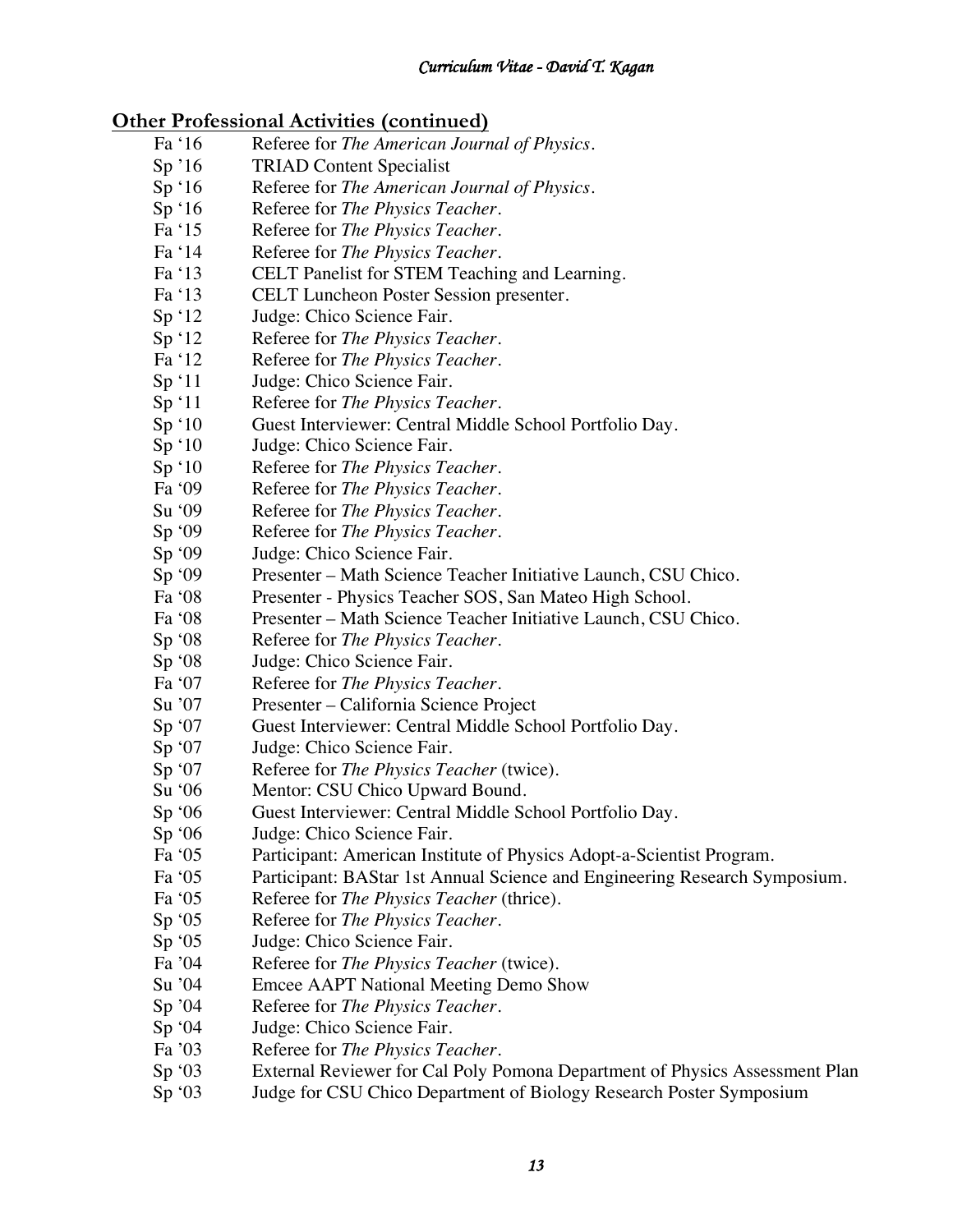## Other Professional Activities (continued)

| | |
|---|---|
| Fa '16 | Referee for *The American Journal of Physics*. |
| Sp '16 | TRIAD Content Specialist |
| Sp '16 | Referee for *The American Journal of Physics*. |
| Sp '16 | Referee for *The Physics Teacher*. |
| Fa '15 | Referee for *The Physics Teacher*. |
| Fa '14 | Referee for *The Physics Teacher*. |
| Fa '13 | CELT Panelist for STEM Teaching and Learning. |
| Fa '13 | CELT Luncheon Poster Session presenter. |
| Sp '12 | Judge: Chico Science Fair. |
| Sp '12 | Referee for *The Physics Teacher*. |
| Fa '12 | Referee for *The Physics Teacher*. |
| Sp '11 | Judge: Chico Science Fair. |
| Sp '11 | Referee for *The Physics Teacher*. |
| Sp '10 | Guest Interviewer: Central Middle School Portfolio Day. |
| Sp '10 | Judge: Chico Science Fair. |
| Sp '10 | Referee for *The Physics Teacher*. |
| Fa '09 | Referee for *The Physics Teacher*. |
| Su '09 | Referee for *The Physics Teacher*. |
| Sp '09 | Referee for *The Physics Teacher*. |
| Sp '09 | Judge: Chico Science Fair. |
| Sp '09 | Presenter – Math Science Teacher Initiative Launch, CSU Chico. |
| Fa '08 | Presenter - Physics Teacher SOS, San Mateo High School. |
| Fa '08 | Presenter – Math Science Teacher Initiative Launch, CSU Chico. |
| Sp '08 | Referee for *The Physics Teacher*. |
| Sp '08 | Judge: Chico Science Fair. |
| Fa '07 | Referee for *The Physics Teacher*. |
| Su '07 | Presenter – California Science Project |
| Sp '07 | Guest Interviewer: Central Middle School Portfolio Day. |
| Sp '07 | Judge: Chico Science Fair. |
| Sp '07 | Referee for *The Physics Teacher* (twice). |
| Su '06 | Mentor: CSU Chico Upward Bound. |
| Sp '06 | Guest Interviewer: Central Middle School Portfolio Day. |
| Sp '06 | Judge: Chico Science Fair. |
| Fa '05 | Participant: American Institute of Physics Adopt-a-Scientist Program. |
| Fa '05 | Participant: BAStar 1st Annual Science and Engineering Research Symposium. |
| Fa '05 | Referee for *The Physics Teacher* (thrice). |
| Sp '05 | Referee for *The Physics Teacher*. |
| Sp '05 | Judge: Chico Science Fair. |
| Fa '04 | Referee for *The Physics Teacher* (twice). |
| Su '04 | Emcee AAPT National Meeting Demo Show |
| Sp '04 | Referee for *The Physics Teacher*. |
| Sp '04 | Judge: Chico Science Fair. |
| Fa '03 | Referee for *The Physics Teacher*. |
| Sp '03 | External Reviewer for Cal Poly Pomona Department of Physics Assessment Plan |
| Sp '03 | Judge for CSU Chico Department of Biology Research Poster Symposium |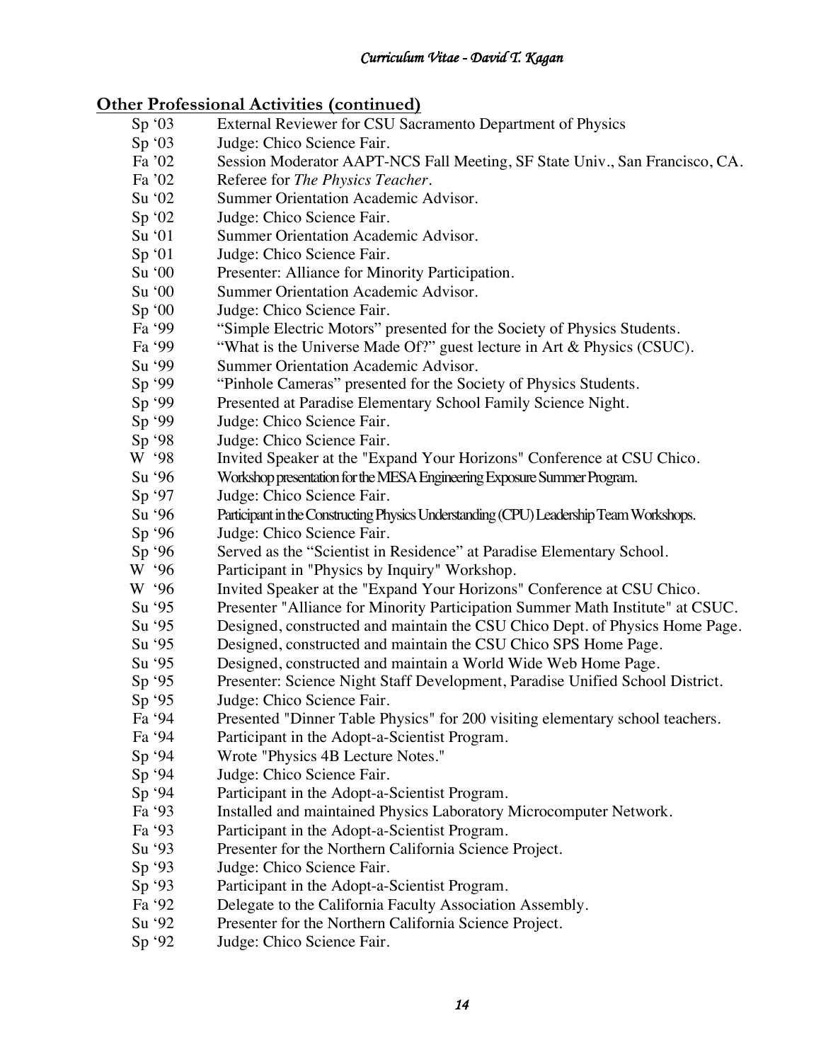## Other Professional Activities (continued)

| | |
|---|---|
| Sp '03 | External Reviewer for CSU Sacramento Department of Physics |
| Sp '03 | Judge: Chico Science Fair. |
| Fa '02 | Session Moderator AAPT-NCS Fall Meeting, SF State Univ., San Francisco, CA. |
| Fa '02 | Referee for *The Physics Teacher*. |
| Su '02 | Summer Orientation Academic Advisor. |
| Sp '02 | Judge: Chico Science Fair. |
| Su '01 | Summer Orientation Academic Advisor. |
| Sp '01 | Judge: Chico Science Fair. |
| Su '00 | Presenter: Alliance for Minority Participation. |
| Su '00 | Summer Orientation Academic Advisor. |
| Sp '00 | Judge: Chico Science Fair. |
| Fa '99 | "Simple Electric Motors" presented for the Society of Physics Students. |
| Fa '99 | "What is the Universe Made Of?" guest lecture in Art & Physics (CSUC). |
| Su '99 | Summer Orientation Academic Advisor. |
| Sp '99 | "Pinhole Cameras" presented for the Society of Physics Students. |
| Sp '99 | Presented at Paradise Elementary School Family Science Night. |
| Sp '99 | Judge: Chico Science Fair. |
| Sp '98 | Judge: Chico Science Fair. |
| W '98 | Invited Speaker at the "Expand Your Horizons" Conference at CSU Chico. |
| Su '96 | Workshop presentation for the MESA Engineering Exposure Summer Program. |
| Sp '97 | Judge: Chico Science Fair. |
| Su '96 | Participant in the Constructing Physics Understanding (CPU) Leadership Team Workshops. |
| Sp '96 | Judge: Chico Science Fair. |
| Sp '96 | Served as the "Scientist in Residence" at Paradise Elementary School. |
| W '96 | Participant in "Physics by Inquiry" Workshop. |
| W '96 | Invited Speaker at the "Expand Your Horizons" Conference at CSU Chico. |
| Su '95 | Presenter "Alliance for Minority Participation Summer Math Institute" at CSUC. |
| Su '95 | Designed, constructed and maintain the CSU Chico Dept. of Physics Home Page. |
| Su '95 | Designed, constructed and maintain the CSU Chico SPS Home Page. |
| Su '95 | Designed, constructed and maintain a World Wide Web Home Page. |
| Sp '95 | Presenter: Science Night Staff Development, Paradise Unified School District. |
| Sp '95 | Judge: Chico Science Fair. |
| Fa '94 | Presented "Dinner Table Physics" for 200 visiting elementary school teachers. |
| Fa '94 | Participant in the Adopt-a-Scientist Program. |
| Sp '94 | Wrote "Physics 4B Lecture Notes." |
| Sp '94 | Judge: Chico Science Fair. |
| Sp '94 | Participant in the Adopt-a-Scientist Program. |
| Fa '93 | Installed and maintained Physics Laboratory Microcomputer Network. |
| Fa '93 | Participant in the Adopt-a-Scientist Program. |
| Su '93 | Presenter for the Northern California Science Project. |
| Sp '93 | Judge: Chico Science Fair. |
| Sp '93 | Participant in the Adopt-a-Scientist Program. |
| Fa '92 | Delegate to the California Faculty Association Assembly. |
| Su '92 | Presenter for the Northern California Science Project. |
| Sp '92 | Judge: Chico Science Fair. |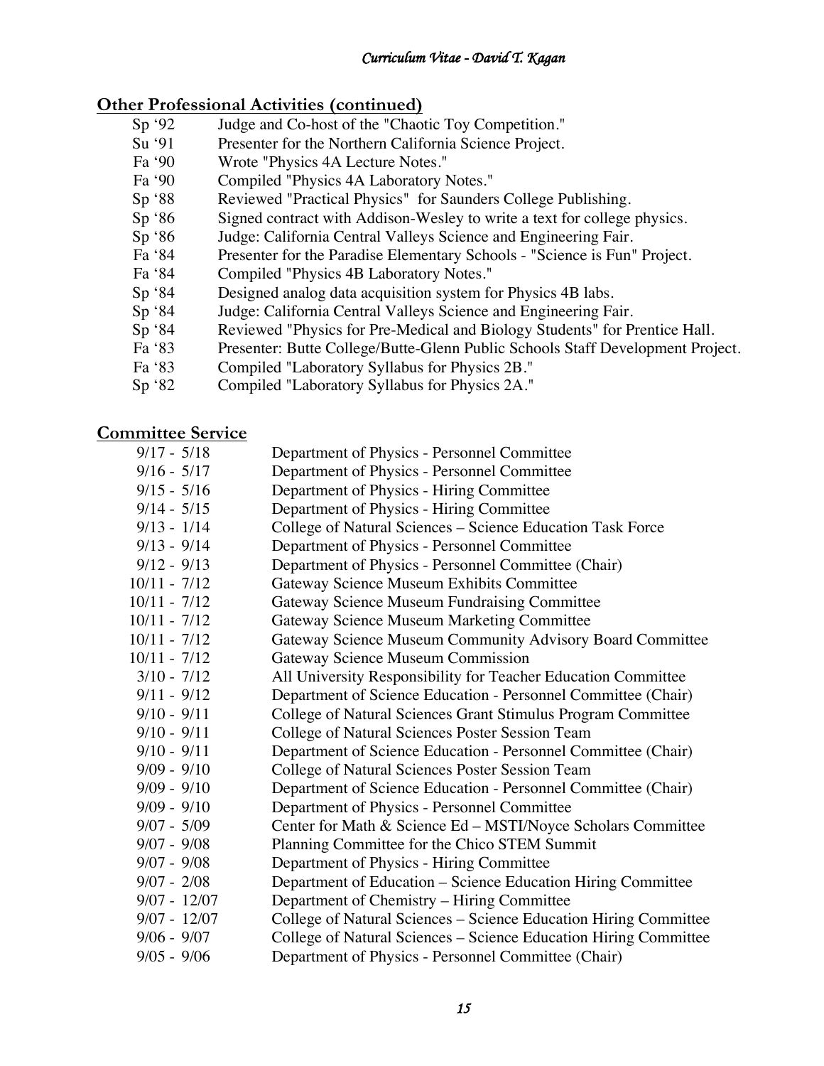## Other Professional Activities (continued)

| | |
|---|---|
| Sp '92 | Judge and Co-host of the "Chaotic Toy Competition." |
| Su '91 | Presenter for the Northern California Science Project. |
| Fa '90 | Wrote "Physics 4A Lecture Notes." |
| Fa '90 | Compiled "Physics 4A Laboratory Notes." |
| Sp '88 | Reviewed "Practical Physics" for Saunders College Publishing. |
| Sp '86 | Signed contract with Addison-Wesley to write a text for college physics. |
| Sp '86 | Judge: California Central Valleys Science and Engineering Fair. |
| Fa '84 | Presenter for the Paradise Elementary Schools - "Science is Fun" Project. |
| Fa '84 | Compiled "Physics 4B Laboratory Notes." |
| Sp '84 | Designed analog data acquisition system for Physics 4B labs. |
| Sp '84 | Judge: California Central Valleys Science and Engineering Fair. |
| Sp '84 | Reviewed "Physics for Pre-Medical and Biology Students" for Prentice Hall. |
| Fa '83 | Presenter: Butte College/Butte-Glenn Public Schools Staff Development Project. |
| Fa '83 | Compiled "Laboratory Syllabus for Physics 2B." |
| Sp '82 | Compiled "Laboratory Syllabus for Physics 2A." |

## Committee Service

| | |
|---|---|
| 9/17 - 5/18 | Department of Physics - Personnel Committee |
| 9/16 - 5/17 | Department of Physics - Personnel Committee |
| 9/15 - 5/16 | Department of Physics - Hiring Committee |
| 9/14 - 5/15 | Department of Physics - Hiring Committee |
| 9/13 - 1/14 | College of Natural Sciences – Science Education Task Force |
| 9/13 - 9/14 | Department of Physics - Personnel Committee |
| 9/12 - 9/13 | Department of Physics - Personnel Committee (Chair) |
| 10/11 - 7/12 | Gateway Science Museum Exhibits Committee |
| 10/11 - 7/12 | Gateway Science Museum Fundraising Committee |
| 10/11 - 7/12 | Gateway Science Museum Marketing Committee |
| 10/11 - 7/12 | Gateway Science Museum Community Advisory Board Committee |
| 10/11 - 7/12 | Gateway Science Museum Commission |
| 3/10 - 7/12 | All University Responsibility for Teacher Education Committee |
| 9/11 - 9/12 | Department of Science Education - Personnel Committee (Chair) |
| 9/10 - 9/11 | College of Natural Sciences Grant Stimulus Program Committee |
| 9/10 - 9/11 | College of Natural Sciences Poster Session Team |
| 9/10 - 9/11 | Department of Science Education - Personnel Committee (Chair) |
| 9/09 - 9/10 | College of Natural Sciences Poster Session Team |
| 9/09 - 9/10 | Department of Science Education - Personnel Committee (Chair) |
| 9/09 - 9/10 | Department of Physics - Personnel Committee |
| 9/07 - 5/09 | Center for Math & Science Ed – MSTI/Noyce Scholars Committee |
| 9/07 - 9/08 | Planning Committee for the Chico STEM Summit |
| 9/07 - 9/08 | Department of Physics - Hiring Committee |
| 9/07 - 2/08 | Department of Education – Science Education Hiring Committee |
| 9/07 - 12/07 | Department of Chemistry – Hiring Committee |
| 9/07 - 12/07 | College of Natural Sciences – Science Education Hiring Committee |
| 9/06 - 9/07 | College of Natural Sciences – Science Education Hiring Committee |
| 9/05 - 9/06 | Department of Physics - Personnel Committee (Chair) |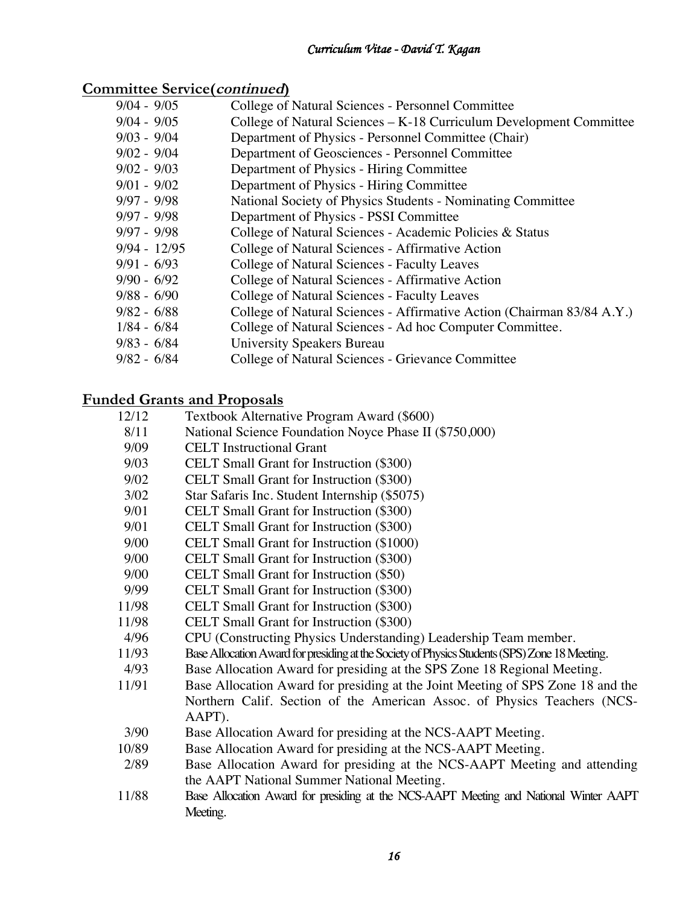## Committee Service(*continued*)

| | |
|---|---|
| 9/04 - 9/05 | College of Natural Sciences - Personnel Committee |
| 9/04 - 9/05 | College of Natural Sciences – K-18 Curriculum Development Committee |
| 9/03 - 9/04 | Department of Physics - Personnel Committee (Chair) |
| 9/02 - 9/04 | Department of Geosciences - Personnel Committee |
| 9/02 - 9/03 | Department of Physics - Hiring Committee |
| 9/01 - 9/02 | Department of Physics - Hiring Committee |
| 9/97 - 9/98 | National Society of Physics Students - Nominating Committee |
| 9/97 - 9/98 | Department of Physics - PSSI Committee |
| 9/97 - 9/98 | College of Natural Sciences - Academic Policies & Status |
| 9/94 - 12/95 | College of Natural Sciences - Affirmative Action |
| 9/91 - 6/93 | College of Natural Sciences - Faculty Leaves |
| 9/90 - 6/92 | College of Natural Sciences - Affirmative Action |
| 9/88 - 6/90 | College of Natural Sciences - Faculty Leaves |
| 9/82 - 6/88 | College of Natural Sciences - Affirmative Action (Chairman 83/84 A.Y.) |
| 1/84 - 6/84 | College of Natural Sciences - Ad hoc Computer Committee. |
| 9/83 - 6/84 | University Speakers Bureau |
| 9/82 - 6/84 | College of Natural Sciences - Grievance Committee |

## Funded Grants and Proposals

| | |
|---|---|
| 12/12 | Textbook Alternative Program Award ($600) |
| 8/11 | National Science Foundation Noyce Phase II ($750,000) |
| 9/09 | CELT Instructional Grant |
| 9/03 | CELT Small Grant for Instruction ($300) |
| 9/02 | CELT Small Grant for Instruction ($300) |
| 3/02 | Star Safaris Inc. Student Internship ($5075) |
| 9/01 | CELT Small Grant for Instruction ($300) |
| 9/01 | CELT Small Grant for Instruction ($300) |
| 9/00 | CELT Small Grant for Instruction ($1000) |
| 9/00 | CELT Small Grant for Instruction ($300) |
| 9/00 | CELT Small Grant for Instruction ($50) |
| 9/99 | CELT Small Grant for Instruction ($300) |
| 11/98 | CELT Small Grant for Instruction ($300) |
| 11/98 | CELT Small Grant for Instruction ($300) |
| 4/96 | CPU (Constructing Physics Understanding) Leadership Team member. |
| 11/93 | Base Allocation Award for presiding at the Society of Physics Students (SPS) Zone 18 Meeting. |
| 4/93 | Base Allocation Award for presiding at the SPS Zone 18 Regional Meeting. |
| 11/91 | Base Allocation Award for presiding at the Joint Meeting of SPS Zone 18 and the Northern Calif. Section of the American Assoc. of Physics Teachers (NCS-AAPT). |
| 3/90 | Base Allocation Award for presiding at the NCS-AAPT Meeting. |
| 10/89 | Base Allocation Award for presiding at the NCS-AAPT Meeting. |
| 2/89 | Base Allocation Award for presiding at the NCS-AAPT Meeting and attending the AAPT National Summer National Meeting. |
| 11/88 | Base Allocation Award for presiding at the NCS-AAPT Meeting and National Winter AAPT Meeting. |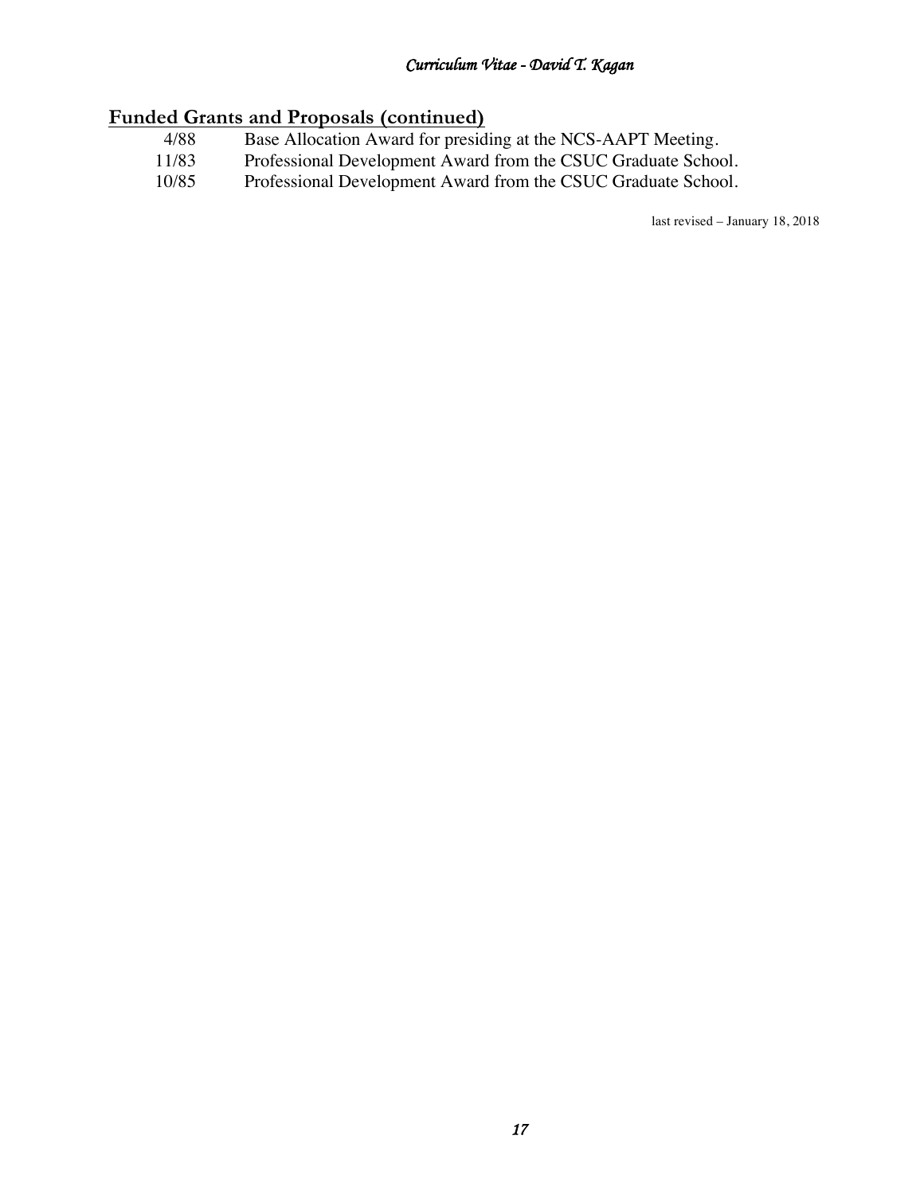## Funded Grants and Proposals (continued)

| | |
|---|---|
| 4/88 | Base Allocation Award for presiding at the NCS-AAPT Meeting. |
| 11/83 | Professional Development Award from the CSUC Graduate School. |
| 10/85 | Professional Development Award from the CSUC Graduate School. |

last revised – January 18, 2018